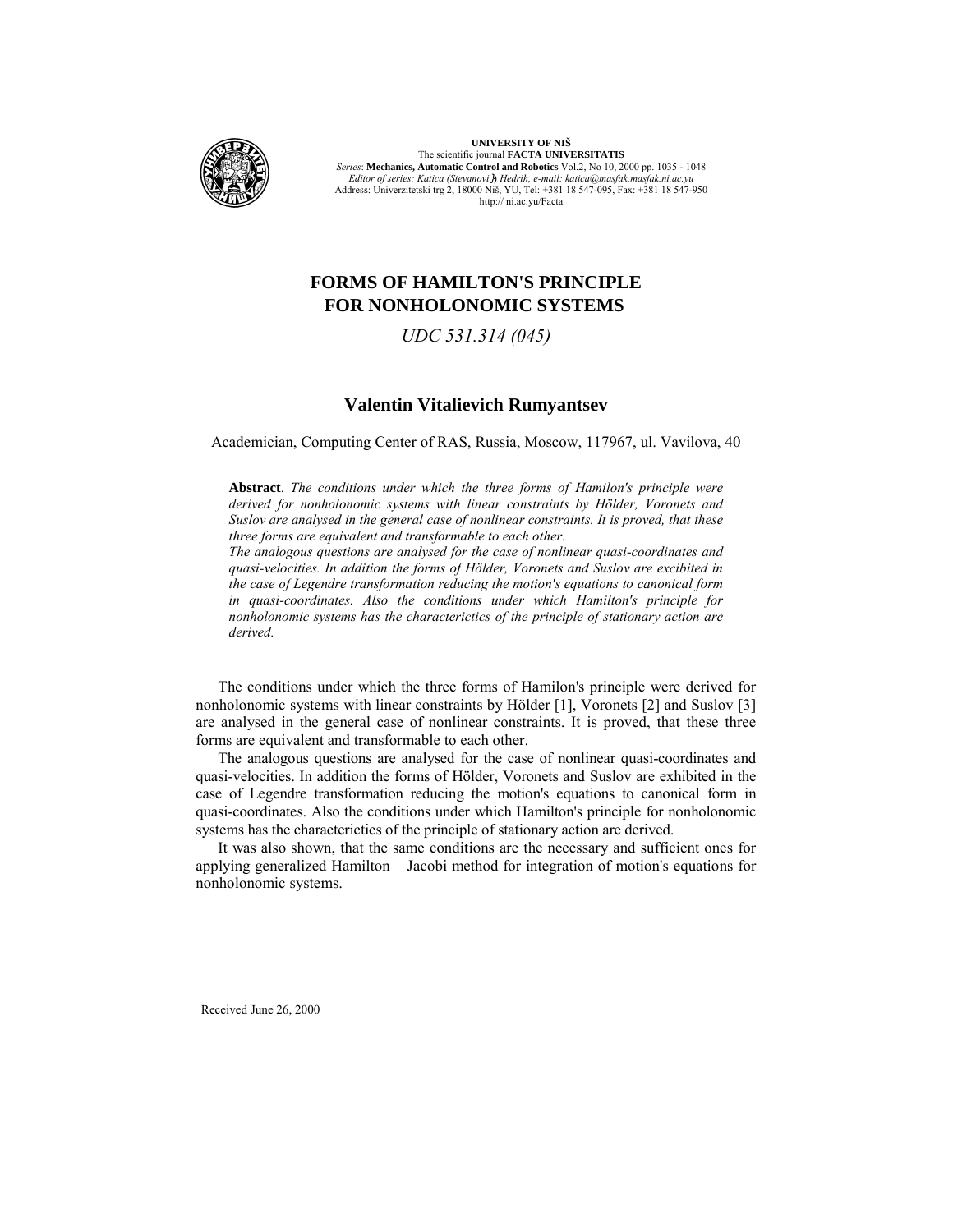# FORMS OF HAMILTON'S PRINCIPLE FOR NONHOLONOMIC SYSTEMS

*UDC 531.314 (045)*

## Valentin Vitalievich Rumyantsev

Academician, Computing Center of RAS, Russia, Moscow, 117967, ul. Vavilova, 40

**Abstract**. *The conditions under which the three forms of Hamilon's principle were derived for nonholonomic systems with linear constraints by Hölder, Voronets and Suslov are analysed in the general case of nonlinear constraints. It is proved, that these three forms are equivalent and transformable to each other.*
*The analogous questions are analysed for the case of nonlinear quasi-coordinates and quasi-velocities. In addition the forms of Hölder, Voronets and Suslov are excibited in the case of Legendre transformation reducing the motion's equations to canonical form in quasi-coordinates. Also the conditions under which Hamilton's principle for nonholonomic systems has the characterictics of the principle of stationary action are derived.*

The conditions under which the three forms of Hamilon's principle were derived for nonholonomic systems with linear constraints by Hölder [1], Voronets [2] and Suslov [3] are analysed in the general case of nonlinear constraints. It is proved, that these three forms are equivalent and transformable to each other.

The analogous questions are analysed for the case of nonlinear quasi-coordinates and quasi-velocities. In addition the forms of Hölder, Voronets and Suslov are exhibited in the case of Legendre transformation reducing the motion's equations to canonical form in quasi-coordinates. Also the conditions under which Hamilton's principle for nonholonomic systems has the characterictics of the principle of stationary action are derived.

It was also shown, that the same conditions are the necessary and sufficient ones for applying generalized Hamilton – Jacobi method for integration of motion's equations for nonholonomic systems.

Received June 26, 2000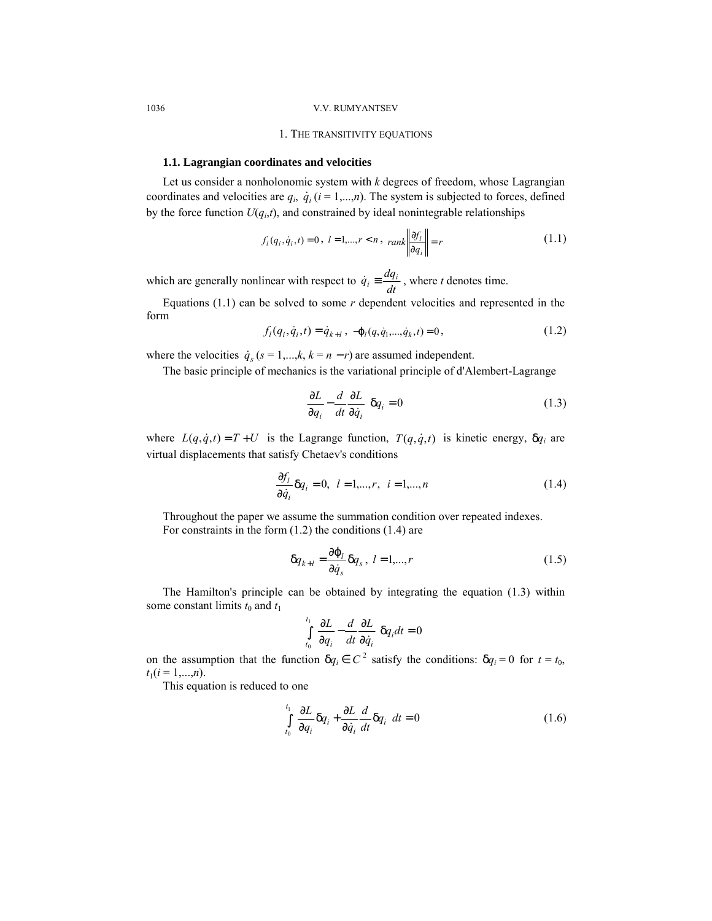## 1. THE TRANSITIVITY EQUATIONS

### 1.1. Lagrangian coordinates and velocities

Let us consider a nonholonomic system with $k$ degrees of freedom, whose Lagrangian coordinates and velocities are $q_i$, $\dot{q}_i$ ($i = 1,...,n$). The system is subjected to forces, defined by the force function $U(q_i,t)$, and constrained by ideal nonintegrable relationships

$$f_l(q_i, \dot{q}_i, t) = 0\,,\ l = 1,...,r < n\,,\ rank\left\|\frac{\partial f_l}{\partial q_i}\right\| = r \tag{1.1}$$

which are generally nonlinear with respect to $\dot{q}_i \equiv \dfrac{dq_i}{dt}$, where $t$ denotes time.

Equations (1.1) can be solved to some $r$ dependent velocities and represented in the form

$$f_l(q_i, \dot{q}_i, t) = \dot{q}_{k+l}\,,\ -\varphi_l(q, \dot{q}_1, ..., \dot{q}_k, t) = 0\,, \tag{1.2}$$

where the velocities $\dot{q}_s$ ($s = 1,...,k$, $k = n - r$) are assumed independent.

The basic principle of mechanics is the variational principle of d'Alembert-Lagrange

$$\left(\frac{\partial L}{\partial q_i} - \frac{d}{dt}\frac{\partial L}{\partial \dot{q}_i}\right)\delta q_i = 0 \tag{1.3}$$

where $L(q,\dot{q},t) = T + U$ is the Lagrange function, $T(q,\dot{q},t)$ is kinetic energy, $\delta q_i$ are virtual displacements that satisfy Chetaev's conditions

$$\frac{\partial f_l}{\partial \dot{q}_i}\delta q_i = 0,\ \ l = 1,...,r,\ \ i = 1,...,n \tag{1.4}$$

Throughout the paper we assume the summation condition over repeated indexes.

For constraints in the form (1.2) the conditions (1.4) are

$$\delta q_{k+l} = \frac{\partial \varphi_l}{\partial \dot{q}_s}\delta q_s\,,\ l = 1,...,r \tag{1.5}$$

The Hamilton's principle can be obtained by integrating the equation (1.3) within some constant limits $t_0$ and $t_1$

$$\int_{t_0}^{t_1}\left(\frac{\partial L}{\partial q_i} - \frac{d}{dt}\frac{\partial L}{\partial \dot{q}_i}\right)\delta q_i dt = 0$$

on the assumption that the function $\delta q_i \in C^2$ satisfy the conditions: $\delta q_i = 0$ for $t = t_0$, $t_1$($i = 1,...,n$).

This equation is reduced to one

$$\int_{t_0}^{t_1}\left(\frac{\partial L}{\partial q_i}\delta q_i + \frac{\partial L}{\partial \dot{q}_i}\frac{d}{dt}\delta q_i\right)dt = 0 \tag{1.6}$$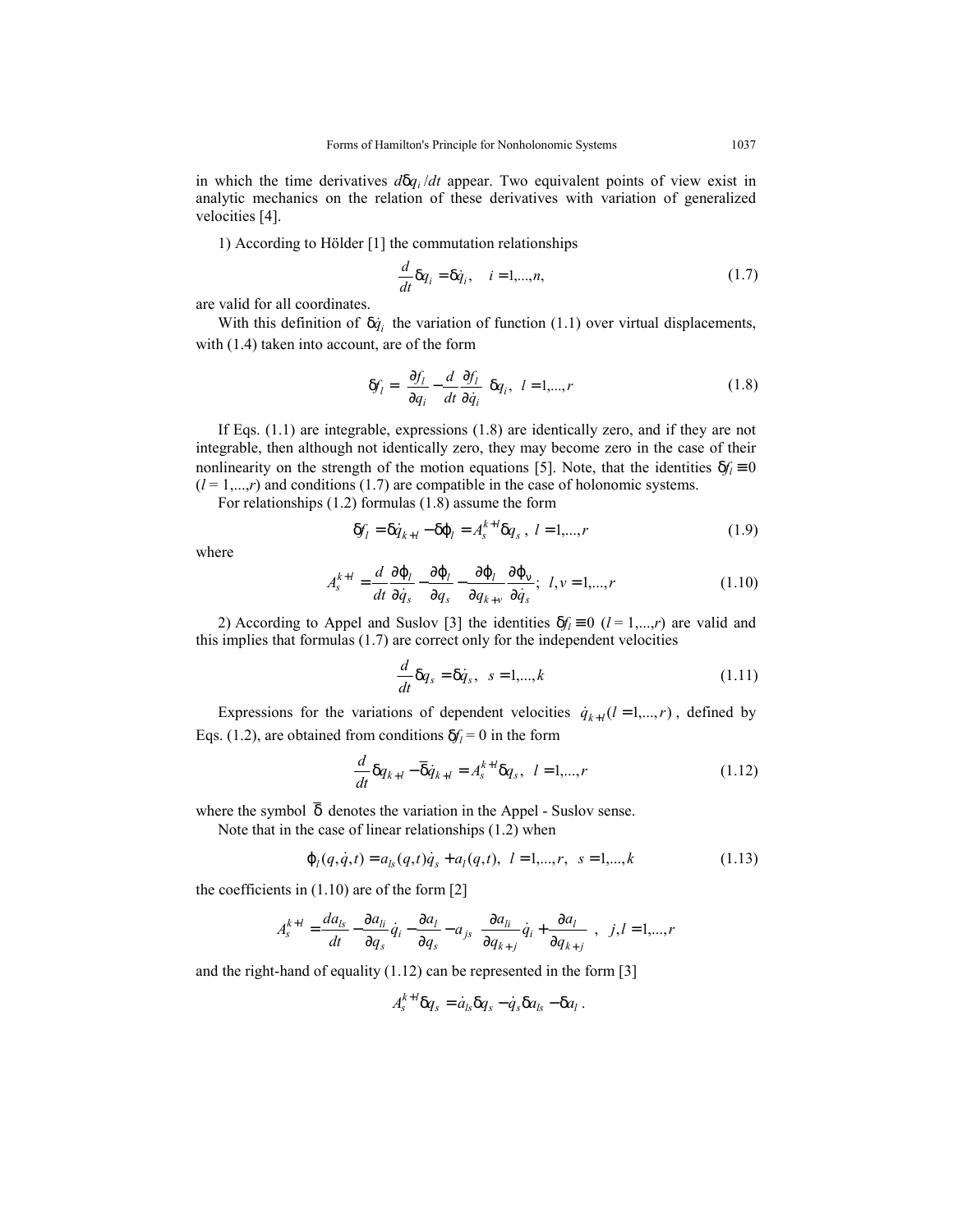in which the time derivatives $d\delta q_i/dt$ appear. Two equivalent points of view exist in analytic mechanics on the relation of these derivatives with variation of generalized velocities [4].

1) According to Hölder [1] the commutation relationships

$$\frac{d}{dt}\delta q_i = \delta \dot{q}_i, \quad i = 1,...,n, \tag{1.7}$$

are valid for all coordinates.

With this definition of $\delta \dot{q}_i$ the variation of function (1.1) over virtual displacements, with (1.4) taken into account, are of the form

$$\delta f_l = \left( \frac{\partial f_l}{\partial q_i} - \frac{d}{dt}\frac{\partial f_l}{\partial \dot{q}_i} \right) \delta q_i, \;\; l = 1,...,r \tag{1.8}$$

If Eqs. (1.1) are integrable, expressions (1.8) are identically zero, and if they are not integrable, then although not identically zero, they may become zero in the case of their nonlinearity on the strength of the motion equations [5]. Note, that the identities $\delta f_l \equiv 0$ ($l = 1,...,r$) and conditions (1.7) are compatible in the case of holonomic systems.

For relationships (1.2) formulas (1.8) assume the form

$$\delta f_l = \delta \dot{q}_{k+l} - \delta \varphi_l = A_s^{k+l} \delta q_s \,, \;\; l = 1,...,r \tag{1.9}$$

where

$$A_s^{k+l} = \frac{d}{dt}\frac{\partial \varphi_l}{\partial \dot{q}_s} - \frac{\partial \varphi_l}{\partial q_s} - \frac{\partial \varphi_l}{\partial q_{k+\nu}}\frac{\partial \varphi_\nu}{\partial \dot{q}_s}; \;\; l, \nu = 1,...,r \tag{1.10}$$

2) According to Appel and Suslov [3] the identities $\delta f_l \equiv 0$ ($l = 1,...,r$) are valid and this implies that formulas (1.7) are correct only for the independent velocities

$$\frac{d}{dt}\delta q_s = \delta \dot{q}_s, \;\; s = 1,...,k \tag{1.11}$$

Expressions for the variations of dependent velocities $\dot{q}_{k+l} (l = 1,...,r)$, defined by Eqs. (1.2), are obtained from conditions $\delta f_l = 0$ in the form

$$\frac{d}{dt}\delta q_{k+l} - \overline{\delta} \dot{q}_{k+l} = A_s^{k+l} \delta q_s, \;\; l = 1,...,r \tag{1.12}$$

where the symbol $\overline{\delta}$ denotes the variation in the Appel - Suslov sense.

Note that in the case of linear relationships (1.2) when

$$\varphi_l(q, \dot{q}, t) = a_{ls}(q,t)\dot{q}_s + a_l(q,t), \;\; l = 1,...,r, \;\; s = 1,...,k \tag{1.13}$$

the coefficients in (1.10) are of the form [2]

$$A_s^{k+l} = \frac{da_{ls}}{dt} - \frac{\partial a_{li}}{\partial q_s}\dot{q}_i - \frac{\partial a_l}{\partial q_s} - a_{js}\left( \frac{\partial a_{li}}{\partial q_{k+j}}\dot{q}_i + \frac{\partial a_l}{\partial q_{k+j}} \right), \;\; j, l = 1,...,r$$

and the right-hand of equality (1.12) can be represented in the form [3]

$$A_s^{k+l}\delta q_s = \dot{a}_{ls}\delta q_s - \dot{q}_s \delta a_{ls} - \delta a_l \,.$$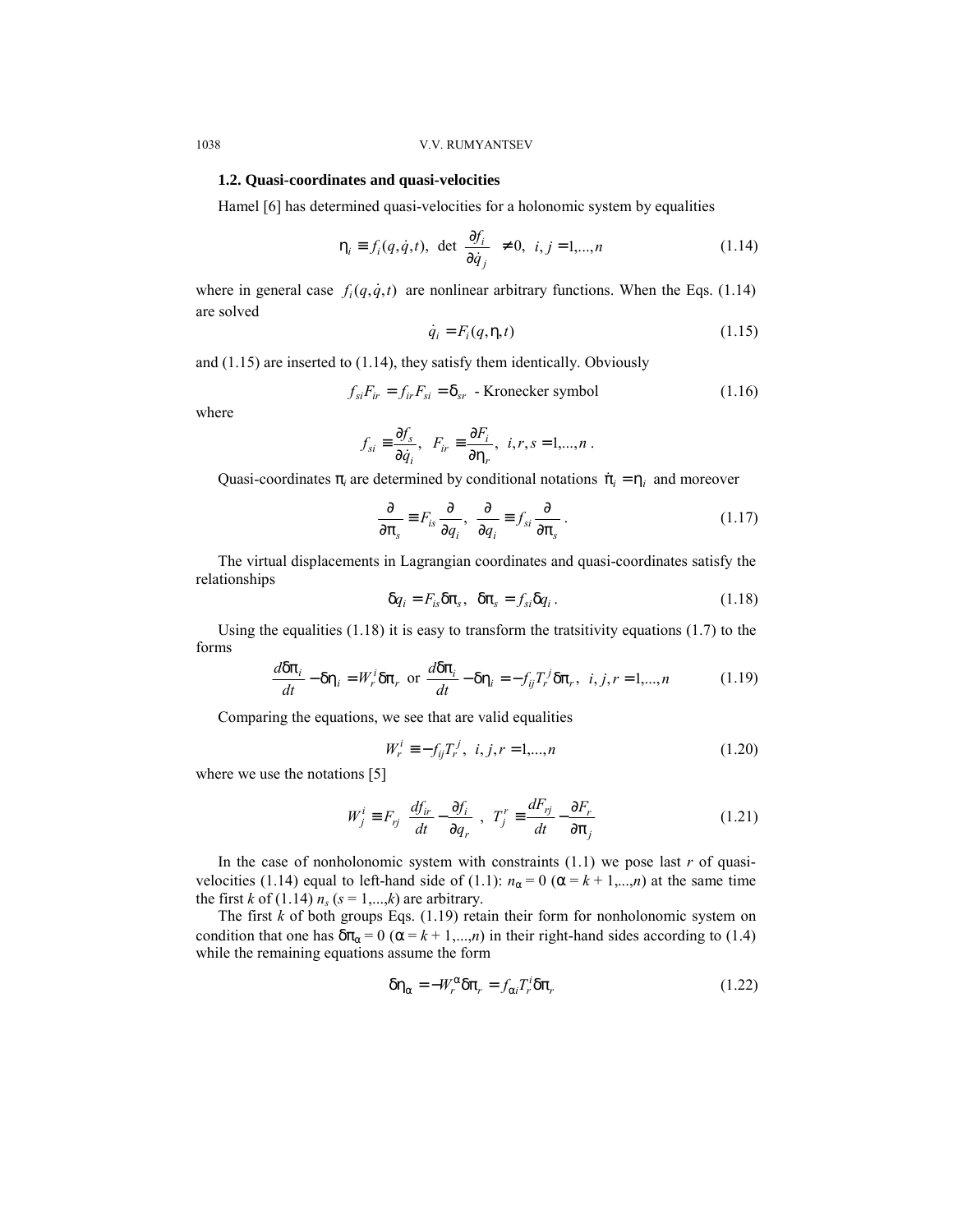### 1.2. Quasi-coordinates and quasi-velocities

Hamel [6] has determined quasi-velocities for a holonomic system by equalities

$$\eta_i \equiv f_i(q, \dot{q}, t), \ \det \left\| \frac{\partial f_i}{\partial \dot{q}_j} \right\| \neq 0, \ i, j = 1, \ldots, n \tag{1.14}$$

where in general case $f_i(q, \dot{q}, t)$ are nonlinear arbitrary functions. When the Eqs. (1.14) are solved

$$\dot{q}_i = F_i(q, \eta, t) \tag{1.15}$$

and (1.15) are inserted to (1.14), they satisfy them identically. Obviously

$$f_{si} F_{ir} = f_{ir} F_{si} = \delta_{sr} \text{ - Kronecker symbol} \tag{1.16}$$

where

$$f_{si} \equiv \frac{\partial f_s}{\partial \dot{q}_i}, \ \ F_{ir} \equiv \frac{\partial F_i}{\partial \eta_r}, \ \ i, r, s = 1, \ldots, n \, .$$

Quasi-coordinates $\pi_i$ are determined by conditional notations $\dot{\pi}_i = \eta_i$ and moreover

$$\frac{\partial}{\partial \pi_s} \equiv F_{is} \frac{\partial}{\partial q_i}, \ \ \frac{\partial}{\partial q_i} \equiv f_{si} \frac{\partial}{\partial \pi_s} \, . \tag{1.17}$$

The virtual displacements in Lagrangian coordinates and quasi-coordinates satisfy the relationships

$$\delta q_i = F_{is} \delta \pi_s, \ \ \delta \pi_s = f_{si} \delta q_i \, . \tag{1.18}$$

Using the equalities (1.18) it is easy to transform the tratsitivity equations (1.7) to the forms

$$\frac{d\delta\pi_i}{dt} - \delta\eta_i = W_r^i \delta\pi_r \ \text{ or } \ \frac{d\delta\pi_i}{dt} - \delta\eta_i = -f_{ij} T_r^j \delta\pi_r, \ \ i, j, r = 1, \ldots, n \tag{1.19}$$

Comparing the equations, we see that are valid equalities

$$W_r^i \equiv -f_{ij} T_r^j, \ \ i, j, r = 1, \ldots, n \tag{1.20}$$

where we use the notations [5]

$$W_j^i \equiv F_{rj} \left( \frac{df_{ir}}{dt} - \frac{\partial f_i}{\partial q_r} \right), \ \ T_j^r \equiv \frac{dF_{rj}}{dt} - \frac{\partial F_r}{\partial \pi_j} \tag{1.21}$$

In the case of nonholonomic system with constraints (1.1) we pose last $r$ of quasi-velocities (1.14) equal to left-hand side of (1.1): $n_\alpha = 0$ ($\alpha = k + 1, \ldots, n$) at the same time the first $k$ of (1.14) $n_s$ ($s = 1, \ldots, k$) are arbitrary.

The first $k$ of both groups Eqs. (1.19) retain their form for nonholonomic system on condition that one has $\delta\pi_\alpha = 0$ ($\alpha = k + 1, \ldots, n$) in their right-hand sides according to (1.4) while the remaining equations assume the form

$$\delta\eta_\alpha = -W_r^\alpha \delta\pi_r = f_{\alpha i} T_r^i \delta\pi_r \tag{1.22}$$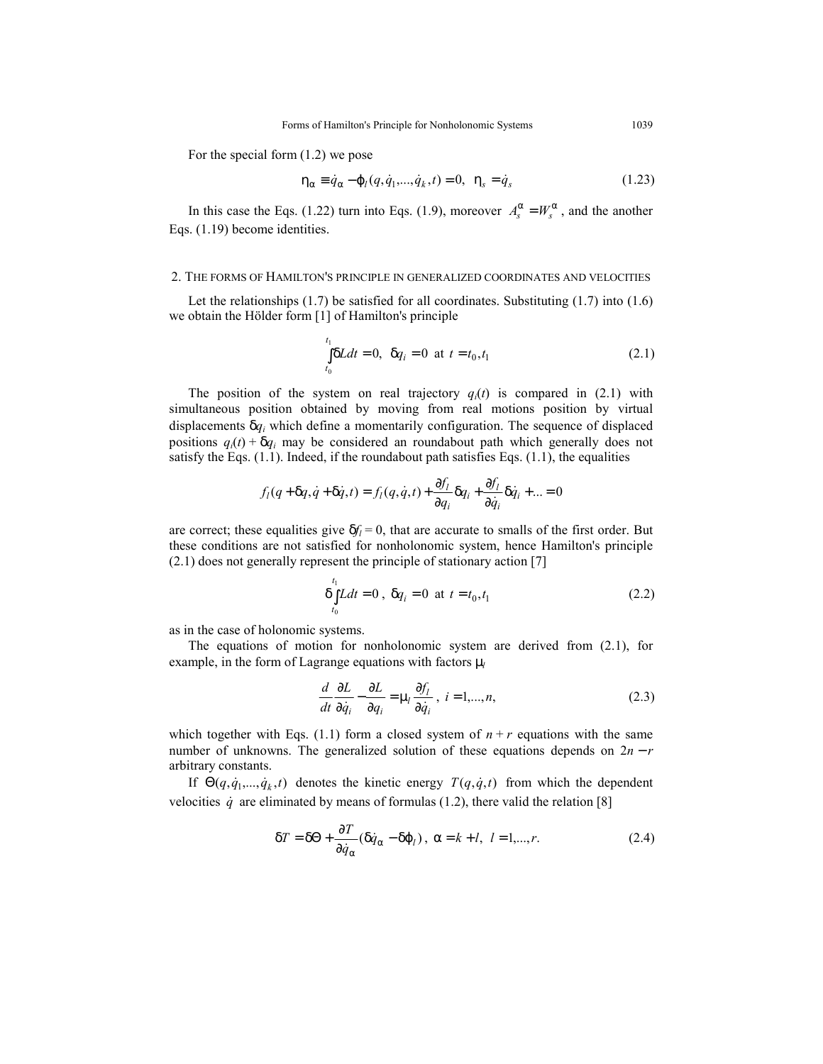For the special form (1.2) we pose

$$\eta_\alpha \equiv \dot{q}_\alpha - \varphi_l(q, \dot{q}_1, ..., \dot{q}_k, t) = 0, \quad \eta_s = \dot{q}_s \tag{1.23}$$

In this case the Eqs. (1.22) turn into Eqs. (1.9), moreover $A_s^\alpha = W_s^\alpha$, and the another Eqs. (1.19) become identities.

## 2. THE FORMS OF HAMILTON'S PRINCIPLE IN GENERALIZED COORDINATES AND VELOCITIES

Let the relationships (1.7) be satisfied for all coordinates. Substituting (1.7) into (1.6) we obtain the Hölder form [1] of Hamilton's principle

$$\int_{t_0}^{t_1} \delta L dt = 0, \quad \delta q_i = 0 \text{ at } t = t_0, t_1 \tag{2.1}$$

The position of the system on real trajectory $q_i(t)$ is compared in (2.1) with simultaneous position obtained by moving from real motions position by virtual displacements $\delta q_i$ which define a momentarily configuration. The sequence of displaced positions $q_i(t) + \delta q_i$ may be considered an roundabout path which generally does not satisfy the Eqs. (1.1). Indeed, if the roundabout path satisfies Eqs. (1.1), the equalities

$$f_l(q + \delta q, \dot{q} + \delta \dot{q}, t) = f_l(q, \dot{q}, t) + \frac{\partial f_l}{\partial q_i}\delta q_i + \frac{\partial f_l}{\partial \dot{q}_i}\delta \dot{q}_i + ... = 0$$

are correct; these equalities give $\delta f_l = 0$, that are accurate to smalls of the first order. But these conditions are not satisfied for nonholonomic system, hence Hamilton's principle (2.1) does not generally represent the principle of stationary action [7]

$$\delta \int_{t_0}^{t_1} L dt = 0, \quad \delta q_i = 0 \text{ at } t = t_0, t_1 \tag{2.2}$$

as in the case of holonomic systems.

The equations of motion for nonholonomic system are derived from (2.1), for example, in the form of Lagrange equations with factors $\mu_l$

$$\frac{d}{dt}\frac{\partial L}{\partial \dot{q}_i} - \frac{\partial L}{\partial q_i} = \mu_l \frac{\partial f_l}{\partial \dot{q}_i}, \quad i = 1, ..., n, \tag{2.3}$$

which together with Eqs. (1.1) form a closed system of $n + r$ equations with the same number of unknowns. The generalized solution of these equations depends on $2n - r$ arbitrary constants.

If $\Theta(q, \dot{q}_1, ..., \dot{q}_k, t)$ denotes the kinetic energy $T(q, \dot{q}, t)$ from which the dependent velocities $\dot{q}$ are eliminated by means of formulas (1.2), there valid the relation [8]

$$\delta T = \delta\Theta + \frac{\partial T}{\partial \dot{q}_\alpha}(\delta \dot{q}_\alpha - \delta\varphi_l), \quad \alpha = k + l, \quad l = 1, ..., r. \tag{2.4}$$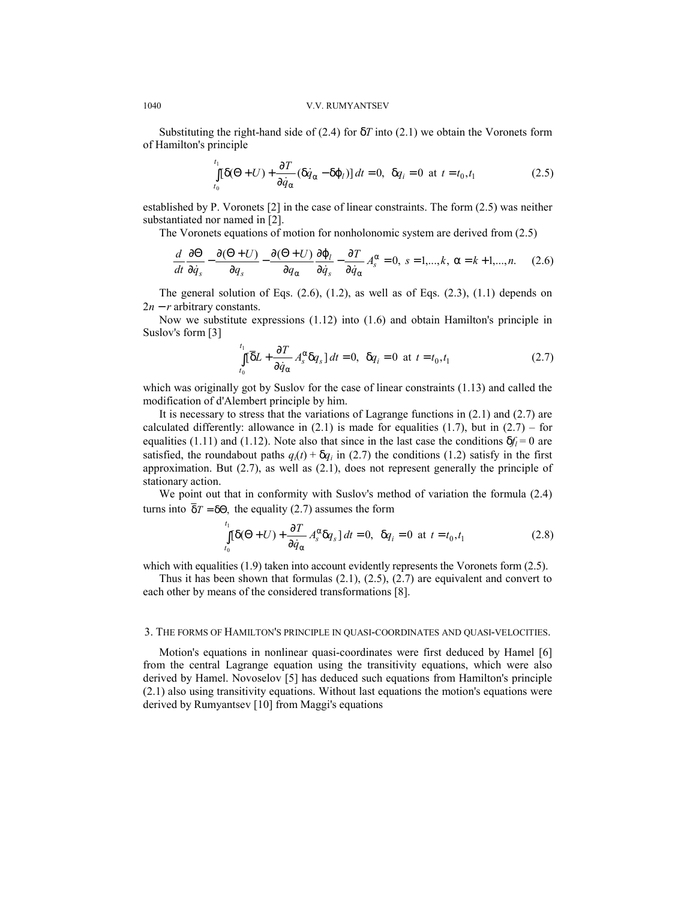Substituting the right-hand side of (2.4) for $\delta T$ into (2.1) we obtain the Voronets form of Hamilton's principle

$$\int_{t_0}^{t_1} [\delta(\Theta + U) + \frac{\partial T}{\partial \dot{q}_\alpha}(\delta \dot{q}_\alpha - \delta \varphi_l)]\, dt = 0, \;\; \delta q_i = 0 \;\text{ at }\; t = t_0, t_1 \tag{2.5}$$

established by P. Voronets [2] in the case of linear constraints. The form (2.5) was neither substantiated nor named in [2].

The Voronets equations of motion for nonholonomic system are derived from (2.5)

$$\frac{d}{dt}\frac{\partial \Theta}{\partial \dot{q}_s} - \frac{\partial(\Theta + U)}{\partial q_s} - \frac{\partial(\Theta + U)}{\partial q_\alpha}\frac{\partial \varphi_l}{\partial \dot{q}_s} - \frac{\partial T}{\partial \dot{q}_\alpha} A_s^\alpha = 0, \; s = 1,...,k, \; \alpha = k+1,...,n. \tag{2.6}$$

The general solution of Eqs. (2.6), (1.2), as well as of Eqs. (2.3), (1.1) depends on $2n - r$ arbitrary constants.

Now we substitute expressions (1.12) into (1.6) and obtain Hamilton's principle in Suslov's form [3]

$$\int_{t_0}^{t_1} [\overline{\delta} L + \frac{\partial T}{\partial \dot{q}_\alpha} A_s^\alpha \delta q_s]\, dt = 0, \;\; \delta q_i = 0 \;\text{ at }\; t = t_0, t_1 \tag{2.7}$$

which was originally got by Suslov for the case of linear constraints (1.13) and called the modification of d'Alembert principle by him.

It is necessary to stress that the variations of Lagrange functions in (2.1) and (2.7) are calculated differently: allowance in (2.1) is made for equalities (1.7), but in (2.7) – for equalities (1.11) and (1.12). Note also that since in the last case the conditions $\delta f_l = 0$ are satisfied, the roundabout paths $q_i(t) + \delta q_i$ in (2.7) the conditions (1.2) satisfy in the first approximation. But (2.7), as well as (2.1), does not represent generally the principle of stationary action.

We point out that in conformity with Suslov's method of variation the formula (2.4) turns into $\overline{\delta} T = \delta \Theta$, the equality (2.7) assumes the form

$$\int_{t_0}^{t_1} [\delta(\Theta + U) + \frac{\partial T}{\partial \dot{q}_\alpha} A_s^\alpha \delta q_s]\, dt = 0, \;\; \delta q_i = 0 \;\text{ at }\; t = t_0, t_1 \tag{2.8}$$

which with equalities (1.9) taken into account evidently represents the Voronets form (2.5).

Thus it has been shown that formulas (2.1), (2.5), (2.7) are equivalent and convert to each other by means of the considered transformations [8].

## 3. The forms of Hamilton's principle in quasi-coordinates and quasi-velocities.

Motion's equations in nonlinear quasi-coordinates were first deduced by Hamel [6] from the central Lagrange equation using the transitivity equations, which were also derived by Hamel. Novoselov [5] has deduced such equations from Hamilton's principle (2.1) also using transitivity equations. Without last equations the motion's equations were derived by Rumyantsev [10] from Maggi's equations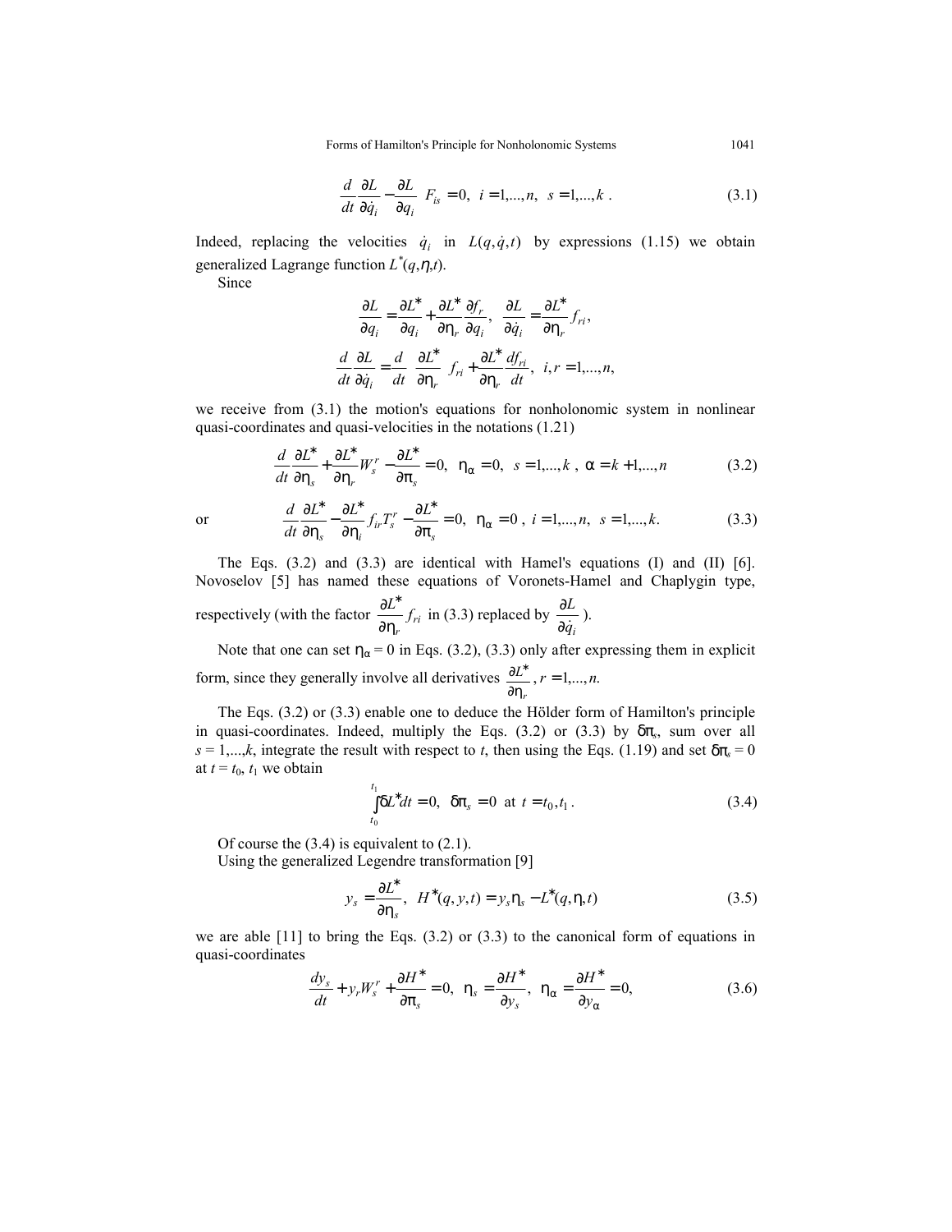$$\left(\frac{d}{dt}\frac{\partial L}{\partial \dot{q}_i} - \frac{\partial L}{\partial q_i}\right) F_{is} = 0, \quad i = 1,...,n, \quad s = 1,...,k \ . \tag{3.1}$$

Indeed, replacing the velocities $\dot{q}_i$ in $L(q,\dot{q},t)$ by expressions (1.15) we obtain generalized Lagrange function $L^*(q,\eta,t)$.

Since

$$\frac{\partial L}{\partial q_i} = \frac{\partial L^*}{\partial q_i} + \frac{\partial L^*}{\partial \eta_r}\frac{\partial f_r}{\partial q_i}, \quad \frac{\partial L}{\partial \dot{q}_i} = \frac{\partial L^*}{\partial \eta_r} f_{ri},$$

$$\frac{d}{dt}\frac{\partial L}{\partial \dot{q}_i} = \frac{d}{dt}\left(\frac{\partial L^*}{\partial \eta_r}\right) f_{ri} + \frac{\partial L^*}{\partial \eta_r}\frac{df_{ri}}{dt}, \quad i, r = 1,...,n,$$

we receive from (3.1) the motion's equations for nonholonomic system in nonlinear quasi-coordinates and quasi-velocities in the notations (1.21)

$$\frac{d}{dt}\frac{\partial L^*}{\partial \eta_s} + \frac{\partial L^*}{\partial \eta_r} W_s^r - \frac{\partial L^*}{\partial \pi_s} = 0, \quad \eta_\alpha = 0, \quad s = 1,...,k \ , \quad \alpha = k+1,...,n \tag{3.2}$$

or

$$\frac{d}{dt}\frac{\partial L^*}{\partial \eta_s} - \frac{\partial L^*}{\partial \eta_i} f_{ir} T_s^r - \frac{\partial L^*}{\partial \pi_s} = 0, \quad \eta_\alpha = 0 \ , \ i = 1,...,n, \quad s = 1,...,k. \tag{3.3}$$

The Eqs. (3.2) and (3.3) are identical with Hamel's equations (I) and (II) [6]. Novoselov [5] has named these equations of Voronets-Hamel and Chaplygin type, respectively (with the factor $\frac{\partial L^*}{\partial \eta_r} f_{ri}$ in (3.3) replaced by $\frac{\partial L}{\partial \dot{q}_i}$ ).

Note that one can set $\eta_\alpha = 0$ in Eqs. (3.2), (3.3) only after expressing them in explicit form, since they generally involve all derivatives $\frac{\partial L^*}{\partial \eta_r}, r = 1,...,n.$

The Eqs. (3.2) or (3.3) enable one to deduce the Hölder form of Hamilton's principle in quasi-coordinates. Indeed, multiply the Eqs. (3.2) or (3.3) by $\delta\pi_s$, sum over all $s = 1,...,k$, integrate the result with respect to $t$, then using the Eqs. (1.19) and set $\delta\pi_s = 0$ at $t = t_0$, $t_1$ we obtain

$$\int_{t_0}^{t_1} \delta L^* dt = 0, \quad \delta\pi_s = 0 \ \text{ at } \ t = t_0, t_1 \ . \tag{3.4}$$

Of course the (3.4) is equivalent to (2.1).

Using the generalized Legendre transformation [9]

$$y_s = \frac{\partial L^*}{\partial \eta_s}, \quad H^*(q,y,t) = y_s \eta_s - L^*(q,\eta,t) \tag{3.5}$$

we are able [11] to bring the Eqs. (3.2) or (3.3) to the canonical form of equations in quasi-coordinates

$$\frac{dy_s}{dt} + y_r W_s^r + \frac{\partial H^*}{\partial \pi_s} = 0, \quad \eta_s = \frac{\partial H^*}{\partial y_s}, \quad \eta_\alpha = \frac{\partial H^*}{\partial y_\alpha} = 0, \tag{3.6}$$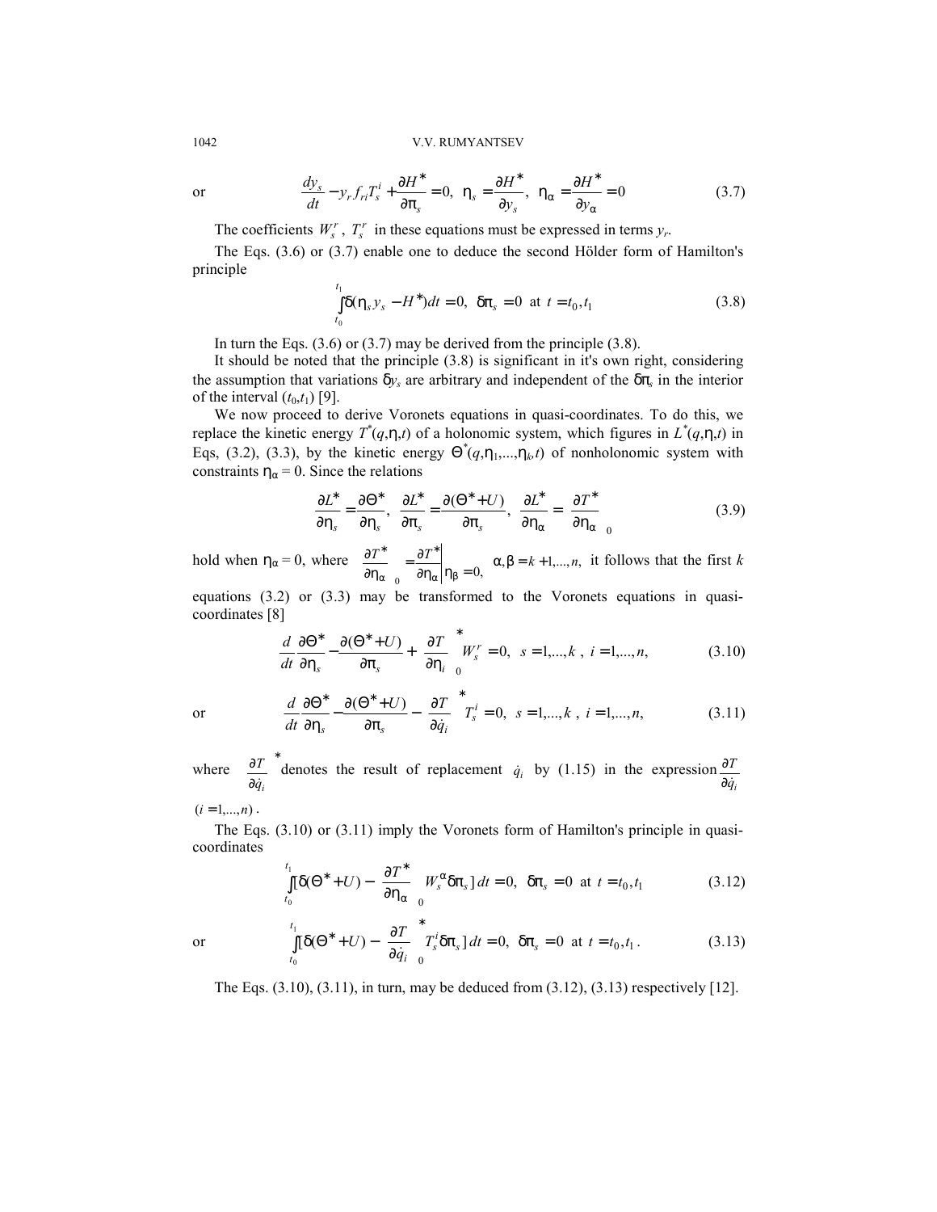or
$$\frac{dy_s}{dt} - y_r f_{ri} T_s^i + \frac{\partial H^*}{\partial \pi_s} = 0, \;\; \eta_s = \frac{\partial H^*}{\partial y_s}, \;\; \eta_\alpha = \frac{\partial H^*}{\partial y_\alpha} = 0 \tag{3.7}$$

The coefficients $W_s^r$, $T_s^r$ in these equations must be expressed in terms $y_r$.

The Eqs. (3.6) or (3.7) enable one to deduce the second Hölder form of Hamilton's principle

$$\int_{t_0}^{t_1} \delta(\eta_s y_s - H^*) dt = 0, \;\; \delta\pi_s = 0 \text{ at } t = t_0, t_1 \tag{3.8}$$

In turn the Eqs. (3.6) or (3.7) may be derived from the principle (3.8).

It should be noted that the principle (3.8) is significant in it's own right, considering the assumption that variations $\delta y_s$ are arbitrary and independent of the $\delta\pi_s$ in the interior of the interval $(t_0,t_1)$ [9].

We now proceed to derive Voronets equations in quasi-coordinates. To do this, we replace the kinetic energy $T^*(q,\eta,t)$ of a holonomic system, which figures in $L^*(q,\eta,t)$ in Eqs, (3.2), (3.3), by the kinetic energy $\Theta^*(q,\eta_1,\ldots,\eta_k,t)$ of nonholonomic system with constraints $\eta_\alpha = 0$. Since the relations

$$\frac{\partial L^*}{\partial \eta_s} = \frac{\partial \Theta^*}{\partial \eta_s}, \;\; \frac{\partial L^*}{\partial \pi_s} = \frac{\partial(\Theta^* + U)}{\partial \pi_s}, \;\; \frac{\partial L^*}{\partial \eta_\alpha} = \left(\frac{\partial T^*}{\partial \eta_\alpha}\right)_0 \tag{3.9}$$

hold when $\eta_\alpha = 0$, where $\left(\frac{\partial T^*}{\partial \eta_\alpha}\right)_0 = \left.\frac{\partial T^*}{\partial \eta_\alpha}\right|_{\eta_\beta = 0}$, $\alpha, \beta = k+1,\ldots,n,$ it follows that the first $k$ equations (3.2) or (3.3) may be transformed to the Voronets equations in quasi-coordinates [8]

$$\frac{d}{dt}\frac{\partial \Theta^*}{\partial \eta_s} - \frac{\partial(\Theta^* + U)}{\partial \pi_s} + \left(\frac{\partial T}{\partial \eta_i}\right)_0^* W_s^r = 0, \;\; s = 1,\ldots,k\,, \; i = 1,\ldots,n, \tag{3.10}$$

or
$$\frac{d}{dt}\frac{\partial \Theta^*}{\partial \eta_s} - \frac{\partial(\Theta^* + U)}{\partial \pi_s} - \left(\frac{\partial T}{\partial \dot{q}_i}\right)_0^* T_s^i = 0, \;\; s = 1,\ldots,k\,, \; i = 1,\ldots,n, \tag{3.11}$$

where $\left(\frac{\partial T}{\partial \dot{q}_i}\right)^*$ denotes the result of replacement $\dot{q}_i$ by (1.15) in the expression $\frac{\partial T}{\partial \dot{q}_i}$ $(i = 1,\ldots,n)$.

The Eqs. (3.10) or (3.11) imply the Voronets form of Hamilton's principle in quasi-coordinates

$$\int_{t_0}^{t_1} [\delta(\Theta^* + U) - \left(\frac{\partial T^*}{\partial \eta_\alpha}\right)_0 W_s^\alpha \delta\pi_s]\, dt = 0, \;\; \delta\pi_s = 0 \text{ at } t = t_0, t_1 \tag{3.12}$$

or
$$\int_{t_0}^{t_1} [\delta(\Theta^* + U) - \left(\frac{\partial T}{\partial \dot{q}_i}\right)_0^* T_s^i \delta\pi_s]\, dt = 0, \;\; \delta\pi_s = 0 \text{ at } t = t_0, t_1\,. \tag{3.13}$$

The Eqs. (3.10), (3.11), in turn, may be deduced from (3.12), (3.13) respectively [12].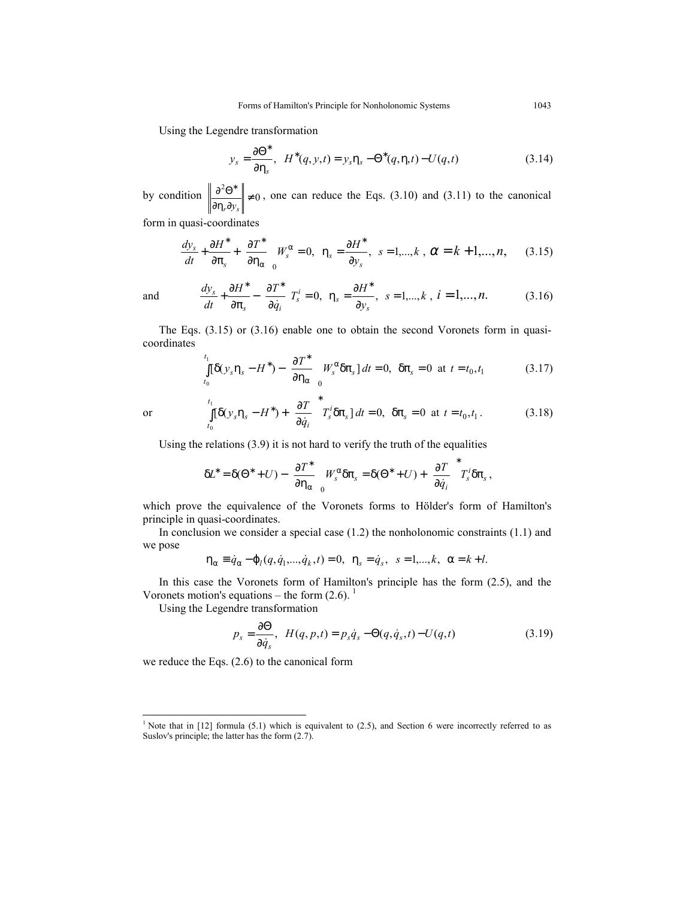Using the Legendre transformation

$$y_s = \frac{\partial \Theta^*}{\partial \eta_s}, \quad H^*(q, y, t) = y_s \eta_s - \Theta^*(q, \eta, t) - U(q, t) \tag{3.14}$$

by condition $\left\| \frac{\partial^2 \Theta^*}{\partial \eta_r \partial y_s} \right\| \neq 0$, one can reduce the Eqs. (3.10) and (3.11) to the canonical form in quasi-coordinates

$$\frac{dy_s}{dt} + \frac{\partial H^*}{\partial \pi_s} + \left(\frac{\partial T^*}{\partial \eta_\alpha}\right)_0 W_s^\alpha = 0, \quad \eta_s = \frac{\partial H^*}{\partial y_s}, \quad s = 1,...,k, \quad \alpha = k+1,...,n, \tag{3.15}$$

and

$$\frac{dy_s}{dt} + \frac{\partial H^*}{\partial \pi_s} - \left(\frac{\partial T^*}{\partial \dot{q}_i}\right) T_s^i = 0, \quad \eta_s = \frac{\partial H^*}{\partial y_s}, \quad s = 1,...,k, \quad i = 1,...,n. \tag{3.16}$$

The Eqs. (3.15) or (3.16) enable one to obtain the second Voronets form in quasi-coordinates

$$\int_{t_0}^{t_1} [\delta(y_s \eta_s - H^*) - \left(\frac{\partial T^*}{\partial \eta_\alpha}\right)_0 W_s^\alpha \delta \pi_s] \, dt = 0, \quad \delta \pi_s = 0 \text{ at } t = t_0, t_1 \tag{3.17}$$

or

$$\int_{t_0}^{t_1} [\delta(y_s \eta_s - H^*) + \left(\frac{\partial T}{\partial \dot{q}_i}\right)^* T_s^i \delta \pi_s] \, dt = 0, \quad \delta \pi_s = 0 \text{ at } t = t_0, t_1. \tag{3.18}$$

Using the relations (3.9) it is not hard to verify the truth of the equalities

$$\delta L^* = \delta(\Theta^* + U) - \left(\frac{\partial T^*}{\partial \eta_\alpha}\right)_0 W_s^\alpha \delta \pi_s = \delta(\Theta^* + U) + \left(\frac{\partial T}{\partial \dot{q}_i}\right)^* T_s^i \delta \pi_s,$$

which prove the equivalence of the Voronets forms to Hölder's form of Hamilton's principle in quasi-coordinates.

In conclusion we consider a special case (1.2) the nonholonomic constraints (1.1) and we pose

$$\eta_\alpha \equiv \dot{q}_\alpha - \varphi_l(q, \dot{q}_1, ..., \dot{q}_k, t) = 0, \quad \eta_s = \dot{q}_s, \quad s = 1,...,k, \quad \alpha = k + l.$$

In this case the Voronets form of Hamilton's principle has the form (2.5), and the Voronets motion's equations – the form (2.6). [1]

Using the Legendre transformation

$$p_s = \frac{\partial \Theta}{\partial \dot{q}_s}, \quad H(q, p, t) = p_s \dot{q}_s - \Theta(q, \dot{q}_s, t) - U(q, t) \tag{3.19}$$

we reduce the Eqs. (2.6) to the canonical form

---

[1] Note that in [12] formula (5.1) which is equivalent to (2.5), and Section 6 were incorrectly referred to as Suslov's principle; the latter has the form (2.7).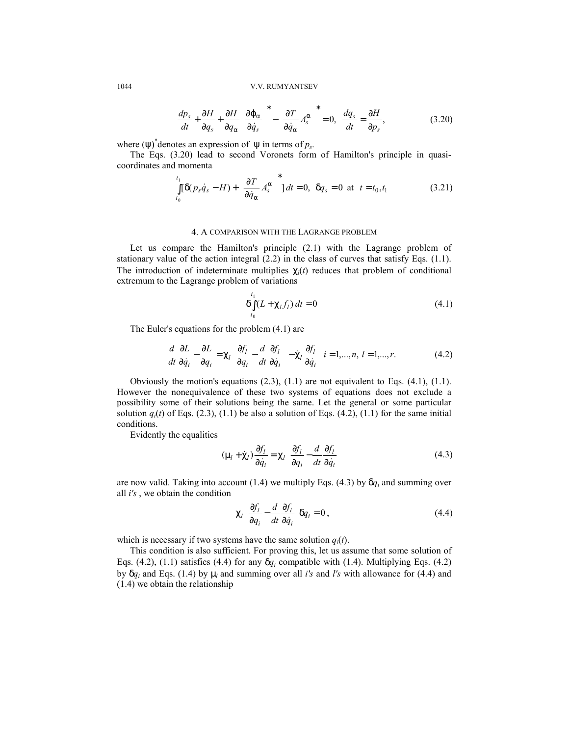$$\frac{dp_s}{dt} + \frac{\partial H}{\partial q_s} + \frac{\partial H}{\partial q_\alpha}\left(\frac{\partial \varphi_\alpha}{\partial \dot{q}_s}\right)^* - \left(\frac{\partial T}{\partial \dot{q}_\alpha} A_s^\alpha\right)^* = 0, \quad \frac{dq_s}{dt} = \frac{\partial H}{\partial p_s}, \tag{3.20}$$

where $(\psi)^*$ denotes an expression of $\psi$ in terms of $p_s$.

The Eqs. (3.20) lead to second Voronets form of Hamilton's principle in quasi-coordinates and momenta

$$\int_{t_0}^{t_1} [\delta(p_s \dot{q}_s - H) + \left(\frac{\partial T}{\partial \dot{q}_\alpha} A_s^\alpha\right)^* ]\, dt = 0, \quad \delta q_s = 0 \text{ at } t = t_0, t_1 \tag{3.21}$$

## 4. A comparison with the Lagrange problem

Let us compare the Hamilton's principle (2.1) with the Lagrange problem of stationary value of the action integral (2.2) in the class of curves that satisfy Eqs. (1.1). The introduction of indeterminate multiples $\chi_l(t)$ reduces that problem of conditional extremum to the Lagrange problem of variations

$$\delta \int_{t_0}^{t_1} (L + \chi_l f_l)\, dt = 0 \tag{4.1}$$

The Euler's equations for the problem (4.1) are

$$\frac{d}{dt}\frac{\partial L}{\partial \dot{q}_i} - \frac{\partial L}{\partial q_i} = \chi_l \left(\frac{\partial f_l}{\partial q_i} - \frac{d}{dt}\frac{\partial f_l}{\partial \dot{q}_i}\right) - \dot{\chi}_l \frac{\partial f_l}{\partial \dot{q}_i} \quad i = 1,...,n,\ l = 1,...,r. \tag{4.2}$$

Obviously the motion's equations (2.3), (1.1) are not equivalent to Eqs. (4.1), (1.1). However the nonequivalence of these two systems of equations does not exclude a possibility some of their solutions being the same. Let the general or some particular solution $q_i(t)$ of Eqs. (2.3), (1.1) be also a solution of Eqs. (4.2), (1.1) for the same initial conditions.

Evidently the equalities

$$(\mu_l + \dot{\chi}_l)\frac{\partial f_l}{\partial \dot{q}_i} = \chi_l \left(\frac{\partial f_l}{\partial q_i} - \frac{d}{dt}\frac{\partial f_l}{\partial \dot{q}_i}\right) \tag{4.3}$$

are now valid. Taking into account (1.4) we multiply Eqs. (4.3) by $\delta q_i$ and summing over all $i$'s , we obtain the condition

$$\chi_l \left(\frac{\partial f_l}{\partial q_i} - \frac{d}{dt}\frac{\partial f_l}{\partial \dot{q}_i}\right)\delta q_i = 0\,, \tag{4.4}$$

which is necessary if two systems have the same solution $q_i(t)$.

This condition is also sufficient. For proving this, let us assume that some solution of Eqs. (4.2), (1.1) satisfies (4.4) for any $\delta q_i$ compatible with (1.4). Multiplying Eqs. (4.2) by $\delta q_i$ and Eqs. (1.4) by $\mu_l$ and summing over all $i$'s and $l$'s with allowance for (4.4) and (1.4) we obtain the relationship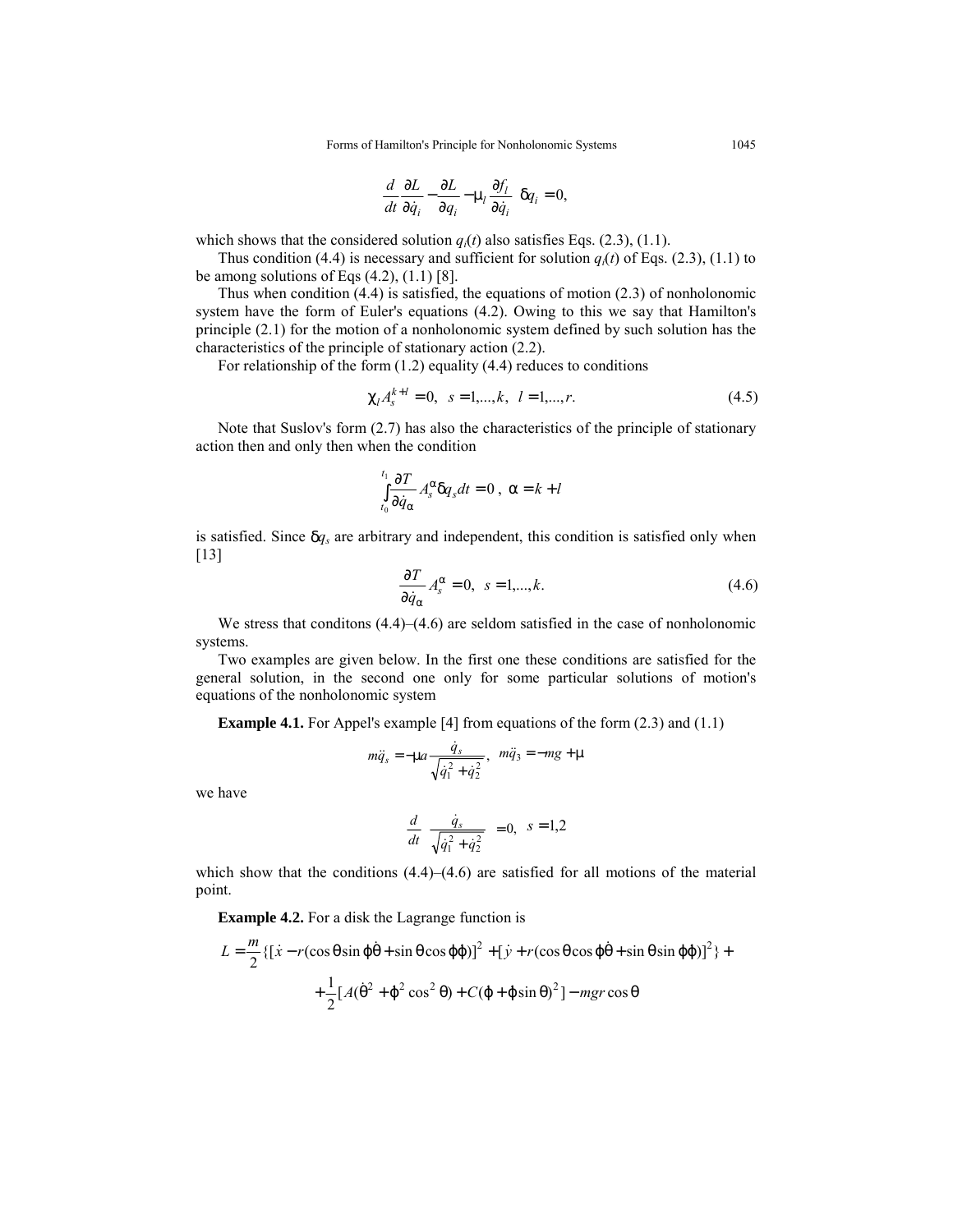$$\left(\frac{d}{dt}\frac{\partial L}{\partial \dot{q}_i} - \frac{\partial L}{\partial q_i} - \mu_l \frac{\partial f_l}{\partial \dot{q}_i}\right)\delta q_i = 0,$$

which shows that the considered solution $q_i(t)$ also satisfies Eqs. (2.3), (1.1).

Thus condition (4.4) is necessary and sufficient for solution $q_i(t)$ of Eqs. (2.3), (1.1) to be among solutions of Eqs (4.2), (1.1) [8].

Thus when condition (4.4) is satisfied, the equations of motion (2.3) of nonholonomic system have the form of Euler's equations (4.2). Owing to this we say that Hamilton's principle (2.1) for the motion of a nonholonomic system defined by such solution has the characteristics of the principle of stationary action (2.2).

For relationship of the form (1.2) equality (4.4) reduces to conditions

$$\chi_l A_s^{k+l} = 0, \quad s = 1,...,k, \quad l = 1,...,r. \tag{4.5}$$

Note that Suslov's form (2.7) has also the characteristics of the principle of stationary action then and only then when the condition

$$\int_{t_0}^{t_1} \frac{\partial T}{\partial \dot{q}_\alpha} A_s^\alpha \delta q_s dt = 0\,, \quad \alpha = k + l$$

is satisfied. Since $\delta q_s$ are arbitrary and independent, this condition is satisfied only when [13]

$$\frac{\partial T}{\partial \dot{q}_\alpha} A_s^\alpha = 0, \quad s = 1,...,k. \tag{4.6}$$

We stress that conditons (4.4)–(4.6) are seldom satisfied in the case of nonholonomic systems.

Two examples are given below. In the first one these conditions are satisfied for the general solution, in the second one only for some particular solutions of motion's equations of the nonholonomic system

**Example 4.1.** For Appel's example [4] from equations of the form (2.3) and (1.1)

$$m\ddot{q}_s = -\mu a \frac{\dot{q}_s}{\sqrt{\dot{q}_1^2 + \dot{q}_2^2}}, \quad m\ddot{q}_3 = -mg + \mu$$

we have

$$\frac{d}{dt}\left(\frac{\dot{q}_s}{\sqrt{\dot{q}_1^2 + \dot{q}_2^2}}\right) = 0, \quad s = 1,2$$

which show that the conditions (4.4)–(4.6) are satisfied for all motions of the material point.

**Example 4.2.** For a disk the Lagrange function is

$$L = \frac{m}{2}\{[\dot{x} - r(\cos\theta \sin\varphi\dot{\theta} + \sin\theta\cos\varphi\dot{\varphi})]^2 + [\dot{y} + r(\cos\theta\cos\varphi\dot{\theta} + \sin\theta\sin\varphi\dot{\varphi})]^2\} +$$

$$+ \frac{1}{2}[A(\dot{\theta}^2 + \dot{\varphi}^2\cos^2\theta) + C(\dot{\varphi} + \dot{\varphi}\sin\theta)^2] - mgr\cos\theta$$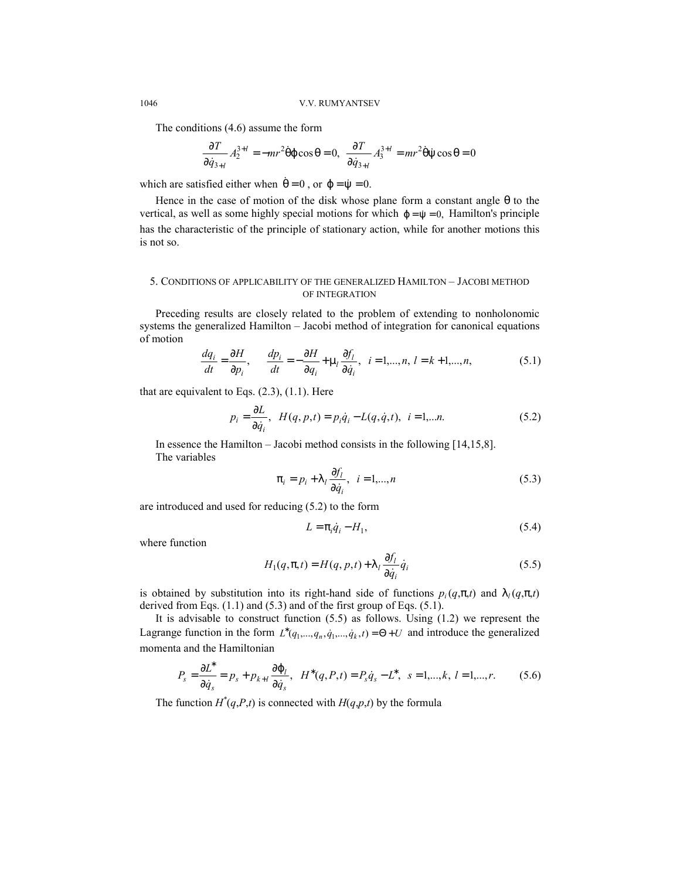The conditions (4.6) assume the form

$$\frac{\partial T}{\partial \dot{q}_{3+l}} A_2^{3+l} = -mr^2 \dot{\theta}\dot{\varphi}\cos\theta = 0, \quad \frac{\partial T}{\partial \dot{q}_{3+l}} A_3^{3+l} = mr^2 \dot{\theta}\dot{\psi}\cos\theta = 0$$

which are satisfied either when $\dot{\theta} = 0$ , or $\dot{\varphi} = \dot{\psi} = 0$.

Hence in the case of motion of the disk whose plane form a constant angle $\theta$ to the vertical, as well as some highly special motions for which $\dot{\varphi} = \dot{\psi} = 0$, Hamilton's principle has the characteristic of the principle of stationary action, while for another motions this is not so.

## 5. Conditions of applicability of the generalized Hamilton – Jacobi method of integration

Preceding results are closely related to the problem of extending to nonholonomic systems the generalized Hamilton – Jacobi method of integration for canonical equations of motion

$$\frac{dq_i}{dt} = \frac{\partial H}{\partial p_i}, \qquad \frac{dp_i}{dt} = -\frac{\partial H}{\partial q_i} + \mu_l \frac{\partial f_l}{\partial \dot{q}_i}, \quad i = 1,...,n, \; l = k+1,...,n, \tag{5.1}$$

that are equivalent to Eqs. (2.3), (1.1). Here

$$p_i = \frac{\partial L}{\partial \dot{q}_i}, \quad H(q,p,t) = p_i \dot{q}_i - L(q,\dot{q},t), \quad i = 1,...n. \tag{5.2}$$

In essence the Hamilton – Jacobi method consists in the following [14,15,8].

The variables

$$\pi_i = p_i + \lambda_l \frac{\partial f_l}{\partial \dot{q}_i}, \quad i = 1,...,n \tag{5.3}$$

are introduced and used for reducing (5.2) to the form

$$L = \pi_i \dot{q}_i - H_1, \tag{5.4}$$

where function

$$H_1(q,\pi,t) = H(q,p,t) + \lambda_l \frac{\partial f_l}{\partial \dot{q}_i} \dot{q}_i \tag{5.5}$$

is obtained by substitution into its right-hand side of functions $p_i(q,\pi,t)$ and $\lambda_l(q,\pi,t)$ derived from Eqs. (1.1) and (5.3) and of the first group of Eqs. (5.1).

It is advisable to construct function (5.5) as follows. Using (1.2) we represent the Lagrange function in the form $L^*(q_1,...,q_n,\dot{q}_1,...,\dot{q}_k,t) = \Theta + U$ and introduce the generalized momenta and the Hamiltonian

$$P_s = \frac{\partial L^*}{\partial \dot{q}_s} = p_s + p_{k+l} \frac{\partial \varphi_l}{\partial \dot{q}_s}, \quad H^*(q,P,t) = P_s \dot{q}_s - L^*, \quad s = 1,...,k, \; l = 1,...,r. \tag{5.6}$$

The function $H^*(q,P,t)$ is connected with $H(q,p,t)$ by the formula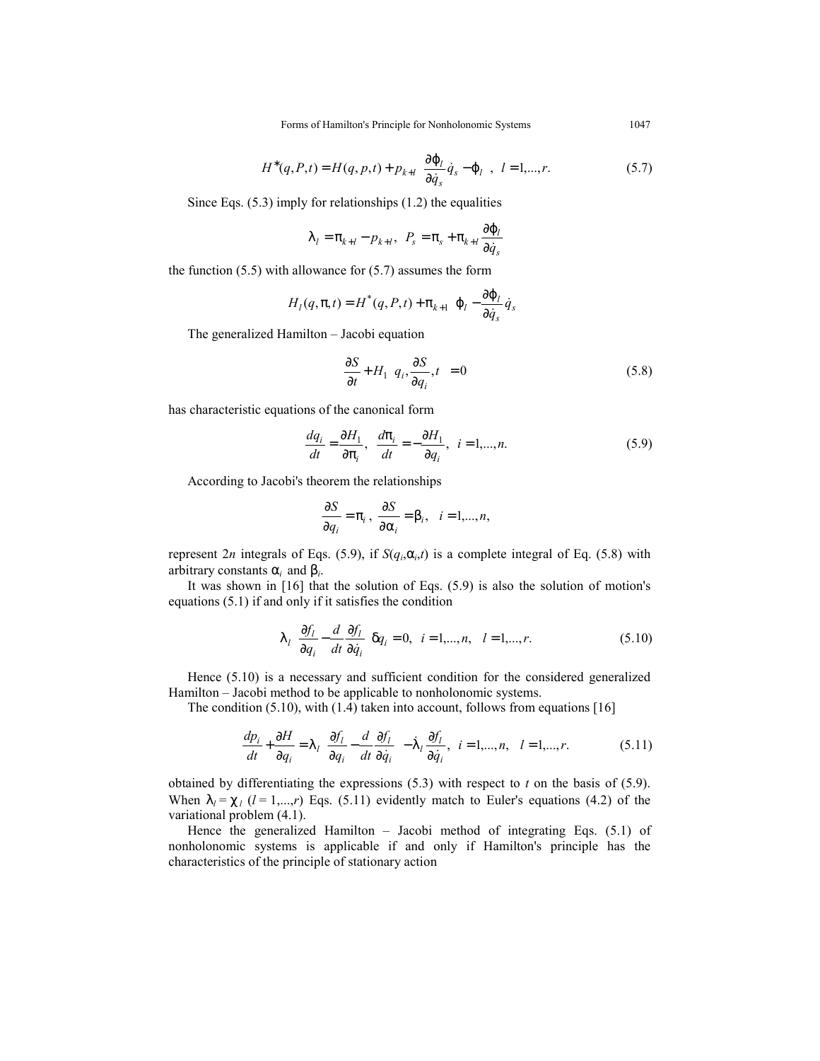$$H^*(q,P,t) = H(q,p,t) + p_{k+l}\left(\frac{\partial \varphi_l}{\partial \dot{q}_s}\dot{q}_s - \varphi_l\right), \quad l = 1,...,r. \tag{5.7}$$

Since Eqs. (5.3) imply for relationships (1.2) the equalities

$$\lambda_l = \pi_{k+l} - p_{k+l}, \quad P_s = \pi_s + \pi_{k+l}\frac{\partial \varphi_l}{\partial \dot{q}_s}$$

the function (5.5) with allowance for (5.7) assumes the form

$$H_l(q,\pi,t) = H^*(q,P,t) + \pi_{k+1}\left(\varphi_l - \frac{\partial \varphi_l}{\partial \dot{q}_s}\dot{q}_s\right)$$

The generalized Hamilton – Jacobi equation

$$\frac{\partial S}{\partial t} + H_1\left(q_i, \frac{\partial S}{\partial q_i}, t\right) = 0 \tag{5.8}$$

has characteristic equations of the canonical form

$$\frac{dq_i}{dt} = \frac{\partial H_1}{\partial \pi_i}, \quad \frac{d\pi_i}{dt} = -\frac{\partial H_1}{\partial q_i}, \quad i = 1,...,n. \tag{5.9}$$

According to Jacobi's theorem the relationships

$$\frac{\partial S}{\partial q_i} = \pi_i, \quad \frac{\partial S}{\partial \alpha_i} = \beta_i, \quad i = 1,...,n,$$

represent $2n$ integrals of Eqs. (5.9), if $S(q_i,\alpha_i,t)$ is a complete integral of Eq. (5.8) with arbitrary constants $\alpha_i$ and $\beta_i$.

It was shown in [16] that the solution of Eqs. (5.9) is also the solution of motion's equations (5.1) if and only if it satisfies the condition

$$\lambda_l\left(\frac{\partial f_l}{\partial q_i} - \frac{d}{dt}\frac{\partial f_l}{\partial \dot{q}_i}\right)\delta q_i = 0, \quad i = 1,...,n, \quad l = 1,...,r. \tag{5.10}$$

Hence (5.10) is a necessary and sufficient condition for the considered generalized Hamilton – Jacobi method to be applicable to nonholonomic systems.

The condition (5.10), with (1.4) taken into account, follows from equations [16]

$$\frac{dp_i}{dt} + \frac{\partial H}{\partial q_i} = \lambda_l\left(\frac{\partial f_l}{\partial q_i} - \frac{d}{dt}\frac{\partial f_l}{\partial \dot{q}_i}\right) - \dot{\lambda}_l\frac{\partial f_l}{\partial \dot{q}_i}, \quad i = 1,...,n, \quad l = 1,...,r. \tag{5.11}$$

obtained by differentiating the expressions (5.3) with respect to $t$ on the basis of (5.9). When $\lambda_l = \chi_l$ ($l = 1,...,r$) Eqs. (5.11) evidently match to Euler's equations (4.2) of the variational problem (4.1).

Hence the generalized Hamilton – Jacobi method of integrating Eqs. (5.1) of nonholonomic systems is applicable if and only if Hamilton's principle has the characteristics of the principle of stationary action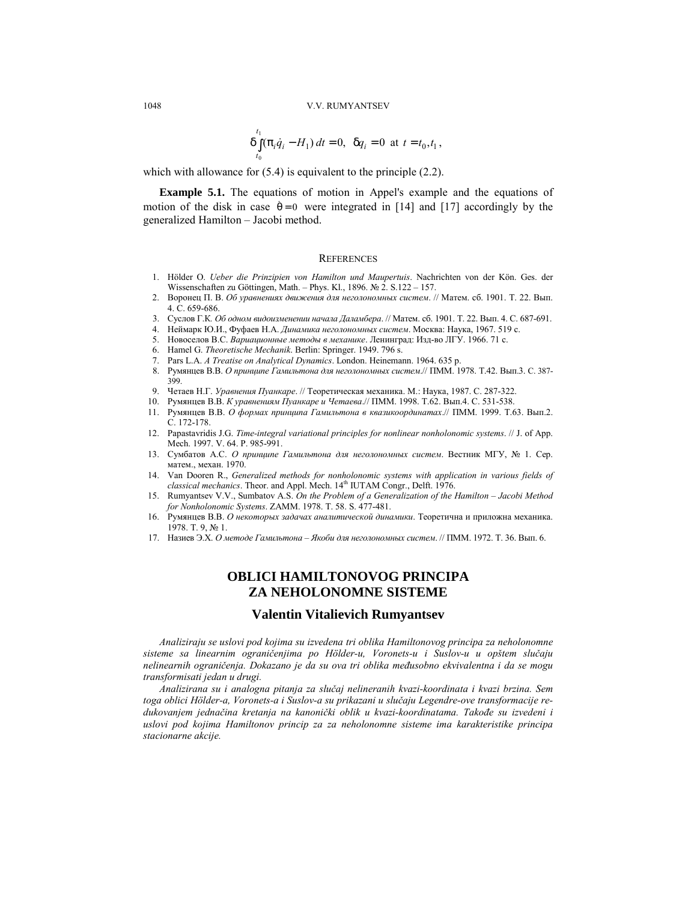$$\delta \int_{t_0}^{t_1} (\pi_i \dot{q}_i - H_1)\, dt = 0, \quad \delta q_i = 0 \text{ at } t = t_0, t_1,$$

which with allowance for (5.4) is equivalent to the principle (2.2).

**Example 5.1.** The equations of motion in Appel's example and the equations of motion of the disk in case $\dot{\theta} = 0$ were integrated in [14] and [17] accordingly by the generalized Hamilton – Jacobi method.

## REFERENCES

1. Hölder O. *Ueber die Prinzipien von Hamilton und Maupertuis*. Nachrichten von der Kön. Ges. der Wissenschaften zu Göttingen, Math. – Phys. Kl., 1896. № 2. S.122 – 157.
2. Воронец П. В. *Об уравнениях движения для неголономных систем*. // Матем. сб. 1901. Т. 22. Вып. 4. С. 659-686.
3. Суслов Г.К. *Об одном видоизменении начала Даламбера*. // Матем. сб. 1901. Т. 22. Вып. 4. С. 687-691.
4. Неймарк Ю.И., Фуфаев Н.А. *Динамика неголономных систем*. Москва: Наука, 1967. 519 с.
5. Новоселов В.С. *Вариационные методы в механике*. Ленинград: Изд-во ЛГУ. 1966. 71 с.
6. Hamel G. *Theoretische Mechanik*. Berlin: Springer. 1949. 796 s.
7. Pars L.A. *A Treatise on Analytical Dynamics*. London. Heinemann. 1964. 635 p.
8. Румянцев В.В. *О принципе Гамильтона для неголономных систем*.// ПММ. 1978. Т.42. Вып.3. С. 387-399.
9. Четаев Н.Г. *Уравнения Пуанкаре*. // Теоретическая механика. М.: Наука, 1987. С. 287-322.
10. Румянцев В.В. *К уравнениям Пуанкаре и Четаева*.// ПММ. 1998. Т.62. Вып.4. С. 531-538.
11. Румянцев В.В. *О формах принципа Гамильтона в квазикоординатах*.// ПММ. 1999. Т.63. Вып.2. С. 172-178.
12. Papastavridis J.G. *Time-integral variational principles for nonlinear nonholonomic systems*. // J. of App. Mech. 1997. V. 64. P. 985-991.
13. Сумбатов А.С. *О принципе Гамильтона для неголономных систем*. Вестник МГУ, № 1. Сер. матем., механ. 1970.
14. Van Dooren R., *Generalized methods for nonholonomic systems with application in various fields of classical mechanics*. Theor. and Appl. Mech. 14th IUTAM Congr., Delft. 1976.
15. Rumyantsev V.V., Sumbatov A.S. *On the Problem of a Generalization of the Hamilton – Jacobi Method for Nonholonomic Systems*. ZAMM. 1978. T. 58. S. 477-481.
16. Румянцев В.В. *О некоторых задачах аналитической динамики*. Теоретична и приложна механика. 1978. Т. 9, № 1.
17. Назиев Э.Х. *О методе Гамильтона – Якоби для неголономных систем*. // ПММ. 1972. Т. 36. Вып. 6.

# OBLICI HAMILTONOVOG PRINCIPA ZA NEHOLONOMNE SISTEME

## Valentin Vitalievich Rumyantsev

*Analiziraju se uslovi pod kojima su izvedena tri oblika Hamiltonovog principa za neholonomne sisteme sa linearnim ograničenjima po Hölder-u, Voronets-u i Suslov-u u opštem slučaju nelinearnih ograničenja. Dokazano je da su ova tri oblika međusobno ekvivalentna i da se mogu transformisati jedan u drugi.*

*Analizirana su i analogna pitanja za slučaj nelineranih kvazi-koordinata i kvazi brzina. Sem toga oblici Hölder-a, Voronets-a i Suslov-a su prikazani u slučaju Legendre-ove transformacije re-dukovanjem jednačina kretanja na kanonički oblik u kvazi-koordinatama. Takođe su izvedeni i uslovi pod kojima Hamiltonov princip za za neholonomne sisteme ima karakteristike principa stacionarne akcije.*